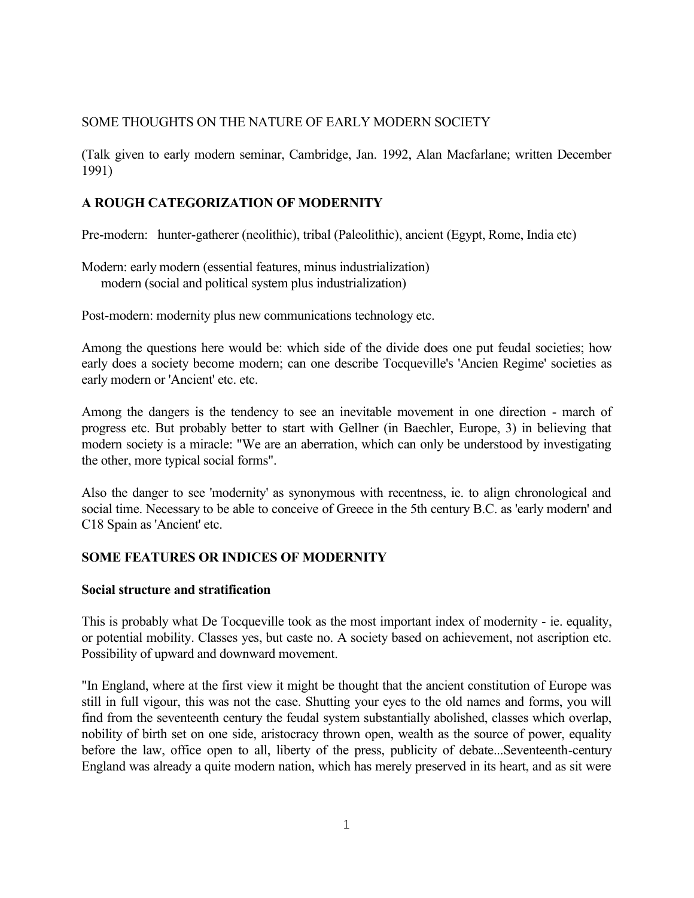SOME THOUGHTS ON THE NATURE OF EARLY MODERN SOCIETY

(Talk given to early modern seminar, Cambridge, Jan. 1992, Alan Macfarlane; written December 1991)

## A ROUGH CATEGORIZATION OF MODERNITY

Pre-modern: hunter-gatherer (neolithic), tribal (Paleolithic), ancient (Egypt, Rome, India etc)

Modern: early modern (essential features, minus industrialization)
modern (social and political system plus industrialization)

Post-modern: modernity plus new communications technology etc.

Among the questions here would be: which side of the divide does one put feudal societies; how early does a society become modern; can one describe Tocqueville's 'Ancien Regime' societies as early modern or 'Ancient' etc. etc.

Among the dangers is the tendency to see an inevitable movement in one direction - march of progress etc. But probably better to start with Gellner (in Baechler, Europe, 3) in believing that modern society is a miracle: "We are an aberration, which can only be understood by investigating the other, more typical social forms".

Also the danger to see 'modernity' as synonymous with recentness, ie. to align chronological and social time. Necessary to be able to conceive of Greece in the 5th century B.C. as 'early modern' and C18 Spain as 'Ancient' etc.

## SOME FEATURES OR INDICES OF MODERNITY

### Social structure and stratification

This is probably what De Tocqueville took as the most important index of modernity - ie. equality, or potential mobility. Classes yes, but caste no. A society based on achievement, not ascription etc. Possibility of upward and downward movement.

"In England, where at the first view it might be thought that the ancient constitution of Europe was still in full vigour, this was not the case. Shutting your eyes to the old names and forms, you will find from the seventeenth century the feudal system substantially abolished, classes which overlap, nobility of birth set on one side, aristocracy thrown open, wealth as the source of power, equality before the law, office open to all, liberty of the press, publicity of debate...Seventeenth-century England was already a quite modern nation, which has merely preserved in its heart, and as sit were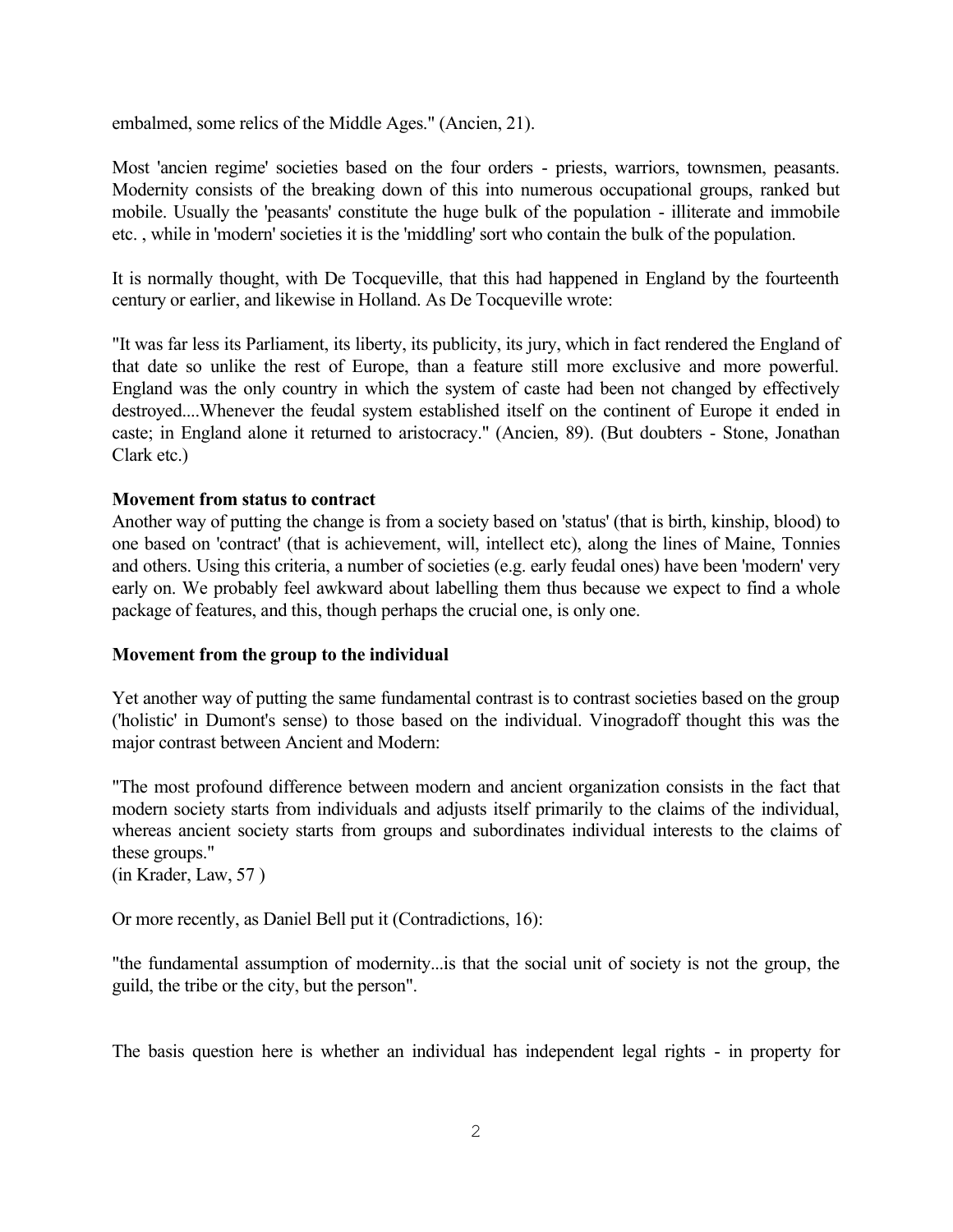embalmed, some relics of the Middle Ages." (Ancien, 21).

Most 'ancien regime' societies based on the four orders - priests, warriors, townsmen, peasants. Modernity consists of the breaking down of this into numerous occupational groups, ranked but mobile. Usually the 'peasants' constitute the huge bulk of the population - illiterate and immobile etc. , while in 'modern' societies it is the 'middling' sort who contain the bulk of the population.

It is normally thought, with De Tocqueville, that this had happened in England by the fourteenth century or earlier, and likewise in Holland. As De Tocqueville wrote:

"It was far less its Parliament, its liberty, its publicity, its jury, which in fact rendered the England of that date so unlike the rest of Europe, than a feature still more exclusive and more powerful. England was the only country in which the system of caste had been not changed by effectively destroyed....Whenever the feudal system established itself on the continent of Europe it ended in caste; in England alone it returned to aristocracy." (Ancien, 89). (But doubters - Stone, Jonathan Clark etc.)

**Movement from status to contract**

Another way of putting the change is from a society based on 'status' (that is birth, kinship, blood) to one based on 'contract' (that is achievement, will, intellect etc), along the lines of Maine, Tonnies and others. Using this criteria, a number of societies (e.g. early feudal ones) have been 'modern' very early on. We probably feel awkward about labelling them thus because we expect to find a whole package of features, and this, though perhaps the crucial one, is only one.

**Movement from the group to the individual**

Yet another way of putting the same fundamental contrast is to contrast societies based on the group ('holistic' in Dumont's sense) to those based on the individual. Vinogradoff thought this was the major contrast between Ancient and Modern:

"The most profound difference between modern and ancient organization consists in the fact that modern society starts from individuals and adjusts itself primarily to the claims of the individual, whereas ancient society starts from groups and subordinates individual interests to the claims of these groups."
(in Krader, Law, 57 )

Or more recently, as Daniel Bell put it (Contradictions, 16):

"the fundamental assumption of modernity...is that the social unit of society is not the group, the guild, the tribe or the city, but the person".

The basis question here is whether an individual has independent legal rights - in property for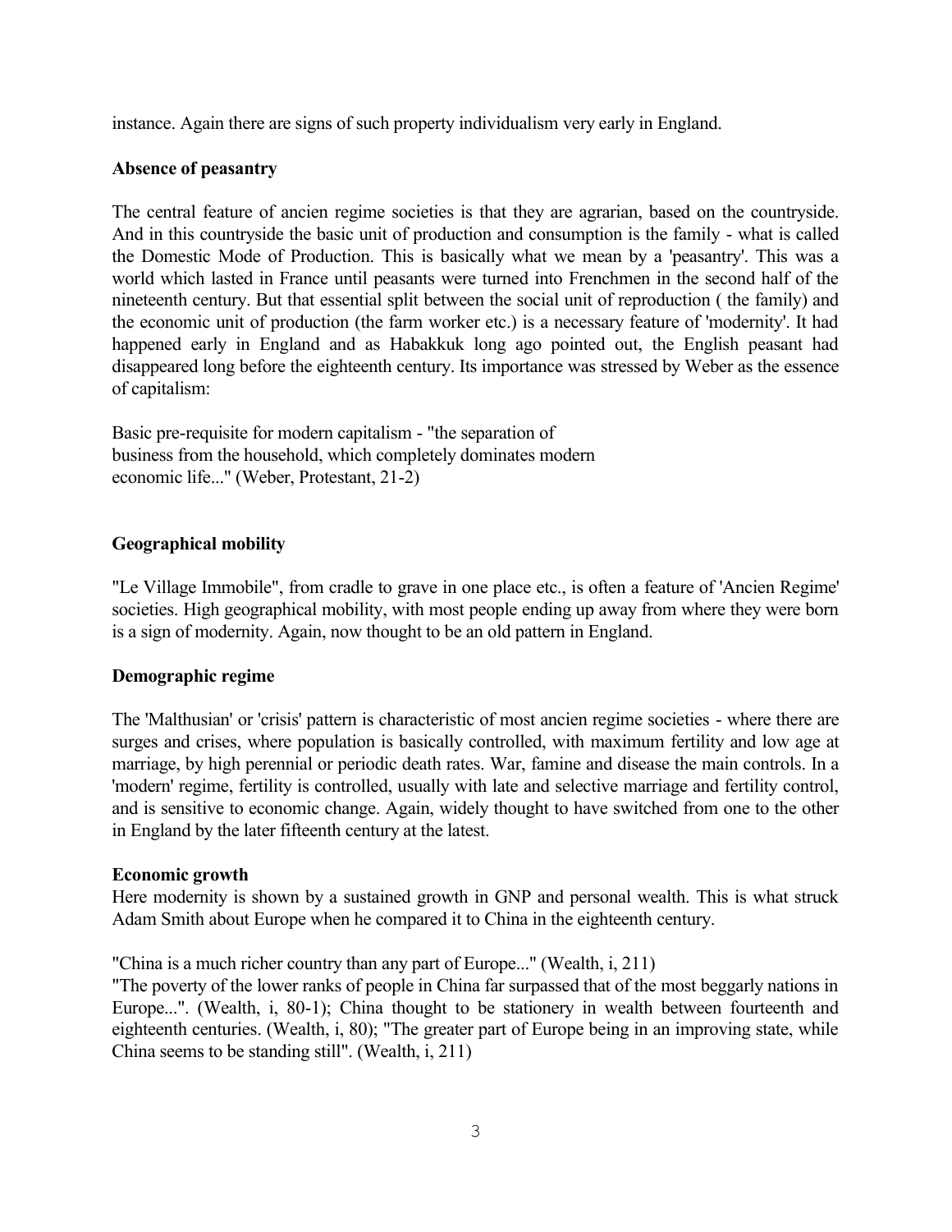instance. Again there are signs of such property individualism very early in England.

**Absence of peasantry**

The central feature of ancien regime societies is that they are agrarian, based on the countryside. And in this countryside the basic unit of production and consumption is the family - what is called the Domestic Mode of Production. This is basically what we mean by a 'peasantry'. This was a world which lasted in France until peasants were turned into Frenchmen in the second half of the nineteenth century. But that essential split between the social unit of reproduction ( the family) and the economic unit of production (the farm worker etc.) is a necessary feature of 'modernity'. It had happened early in England and as Habakkuk long ago pointed out, the English peasant had disappeared long before the eighteenth century. Its importance was stressed by Weber as the essence of capitalism:

Basic pre-requisite for modern capitalism - "the separation of business from the household, which completely dominates modern economic life..." (Weber, Protestant, 21-2)

**Geographical mobility**

"Le Village Immobile", from cradle to grave in one place etc., is often a feature of 'Ancien Regime' societies. High geographical mobility, with most people ending up away from where they were born is a sign of modernity. Again, now thought to be an old pattern in England.

**Demographic regime**

The 'Malthusian' or 'crisis' pattern is characteristic of most ancien regime societies - where there are surges and crises, where population is basically controlled, with maximum fertility and low age at marriage, by high perennial or periodic death rates. War, famine and disease the main controls. In a 'modern' regime, fertility is controlled, usually with late and selective marriage and fertility control, and is sensitive to economic change. Again, widely thought to have switched from one to the other in England by the later fifteenth century at the latest.

**Economic growth**

Here modernity is shown by a sustained growth in GNP and personal wealth. This is what struck Adam Smith about Europe when he compared it to China in the eighteenth century.

"China is a much richer country than any part of Europe..." (Wealth, i, 211)
"The poverty of the lower ranks of people in China far surpassed that of the most beggarly nations in Europe...". (Wealth, i, 80-1); China thought to be stationery in wealth between fourteenth and eighteenth centuries. (Wealth, i, 80); "The greater part of Europe being in an improving state, while China seems to be standing still". (Wealth, i, 211)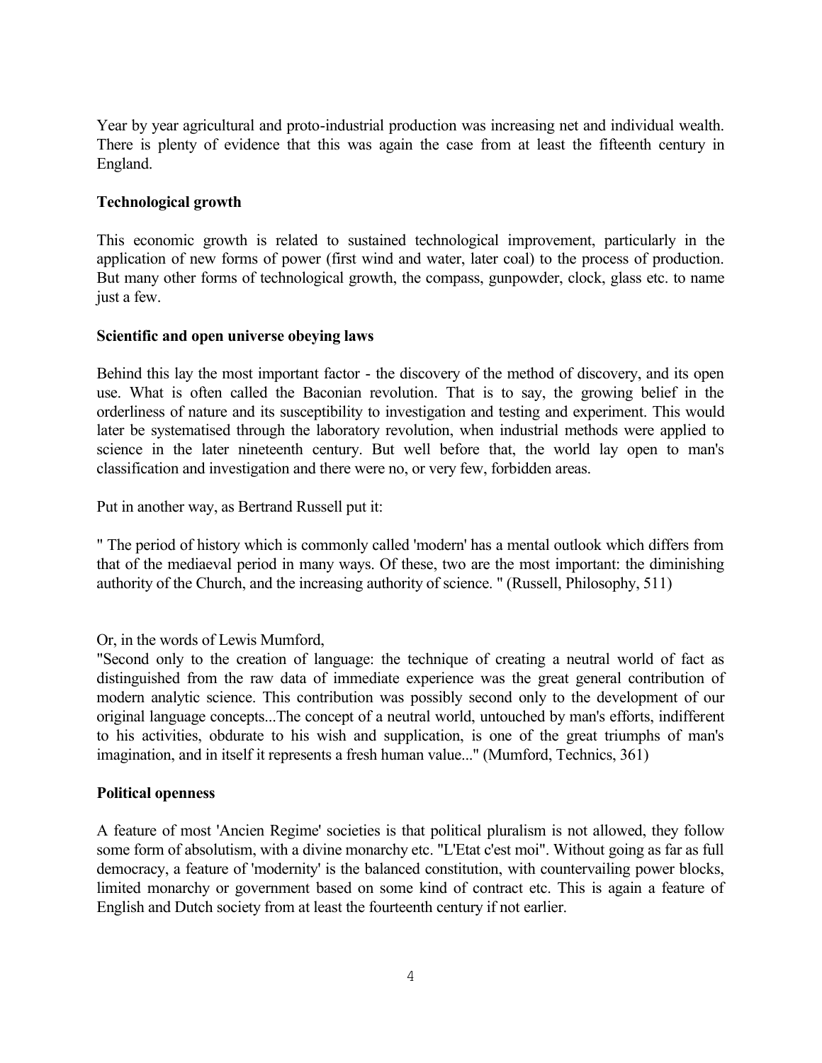Year by year agricultural and proto-industrial production was increasing net and individual wealth. There is plenty of evidence that this was again the case from at least the fifteenth century in England.

**Technological growth**

This economic growth is related to sustained technological improvement, particularly in the application of new forms of power (first wind and water, later coal) to the process of production. But many other forms of technological growth, the compass, gunpowder, clock, glass etc. to name just a few.

**Scientific and open universe obeying laws**

Behind this lay the most important factor - the discovery of the method of discovery, and its open use. What is often called the Baconian revolution. That is to say, the growing belief in the orderliness of nature and its susceptibility to investigation and testing and experiment. This would later be systematised through the laboratory revolution, when industrial methods were applied to science in the later nineteenth century. But well before that, the world lay open to man's classification and investigation and there were no, or very few, forbidden areas.

Put in another way, as Bertrand Russell put it:

" The period of history which is commonly called 'modern' has a mental outlook which differs from that of the mediaeval period in many ways. Of these, two are the most important: the diminishing authority of the Church, and the increasing authority of science. " (Russell, Philosophy, 511)

Or, in the words of Lewis Mumford,
"Second only to the creation of language: the technique of creating a neutral world of fact as distinguished from the raw data of immediate experience was the great general contribution of modern analytic science. This contribution was possibly second only to the development of our original language concepts...The concept of a neutral world, untouched by man's efforts, indifferent to his activities, obdurate to his wish and supplication, is one of the great triumphs of man's imagination, and in itself it represents a fresh human value..." (Mumford, Technics, 361)

**Political openness**

A feature of most 'Ancien Regime' societies is that political pluralism is not allowed, they follow some form of absolutism, with a divine monarchy etc. "L'Etat c'est moi". Without going as far as full democracy, a feature of 'modernity' is the balanced constitution, with countervailing power blocks, limited monarchy or government based on some kind of contract etc. This is again a feature of English and Dutch society from at least the fourteenth century if not earlier.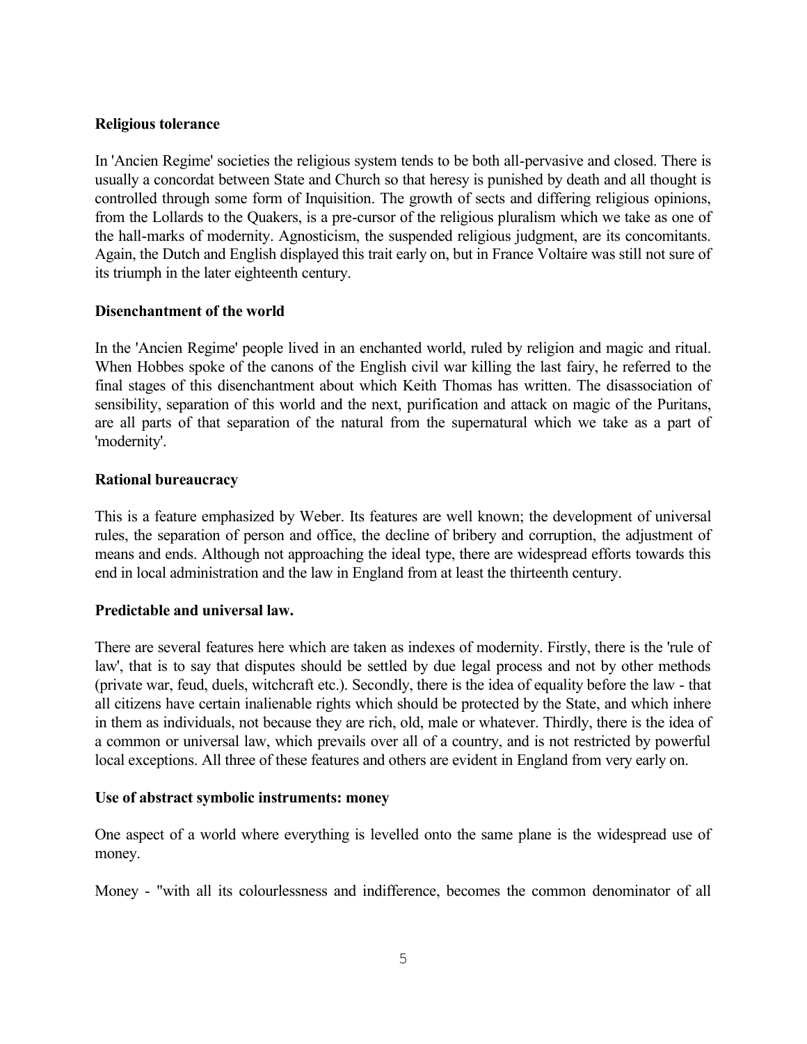### Religious tolerance

In 'Ancien Regime' societies the religious system tends to be both all-pervasive and closed. There is usually a concordat between State and Church so that heresy is punished by death and all thought is controlled through some form of Inquisition. The growth of sects and differing religious opinions, from the Lollards to the Quakers, is a pre-cursor of the religious pluralism which we take as one of the hall-marks of modernity. Agnosticism, the suspended religious judgment, are its concomitants. Again, the Dutch and English displayed this trait early on, but in France Voltaire was still not sure of its triumph in the later eighteenth century.

### Disenchantment of the world

In the 'Ancien Regime' people lived in an enchanted world, ruled by religion and magic and ritual. When Hobbes spoke of the canons of the English civil war killing the last fairy, he referred to the final stages of this disenchantment about which Keith Thomas has written. The disassociation of sensibility, separation of this world and the next, purification and attack on magic of the Puritans, are all parts of that separation of the natural from the supernatural which we take as a part of 'modernity'.

### Rational bureaucracy

This is a feature emphasized by Weber. Its features are well known; the development of universal rules, the separation of person and office, the decline of bribery and corruption, the adjustment of means and ends. Although not approaching the ideal type, there are widespread efforts towards this end in local administration and the law in England from at least the thirteenth century.

### Predictable and universal law.

There are several features here which are taken as indexes of modernity. Firstly, there is the 'rule of law', that is to say that disputes should be settled by due legal process and not by other methods (private war, feud, duels, witchcraft etc.). Secondly, there is the idea of equality before the law - that all citizens have certain inalienable rights which should be protected by the State, and which inhere in them as individuals, not because they are rich, old, male or whatever. Thirdly, there is the idea of a common or universal law, which prevails over all of a country, and is not restricted by powerful local exceptions. All three of these features and others are evident in England from very early on.

### Use of abstract symbolic instruments: money

One aspect of a world where everything is levelled onto the same plane is the widespread use of money.

Money - "with all its colourlessness and indifference, becomes the common denominator of all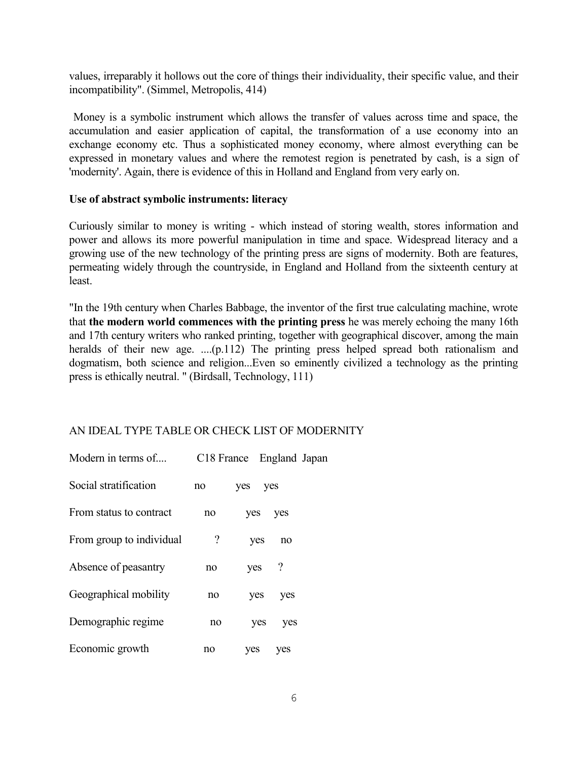values, irreparably it hollows out the core of things their individuality, their specific value, and their incompatibility". (Simmel, Metropolis, 414)

Money is a symbolic instrument which allows the transfer of values across time and space, the accumulation and easier application of capital, the transformation of a use economy into an exchange economy etc. Thus a sophisticated money economy, where almost everything can be expressed in monetary values and where the remotest region is penetrated by cash, is a sign of 'modernity'. Again, there is evidence of this in Holland and England from very early on.

**Use of abstract symbolic instruments: literacy**

Curiously similar to money is writing - which instead of storing wealth, stores information and power and allows its more powerful manipulation in time and space. Widespread literacy and a growing use of the new technology of the printing press are signs of modernity. Both are features, permeating widely through the countryside, in England and Holland from the sixteenth century at least.

"In the 19th century when Charles Babbage, the inventor of the first true calculating machine, wrote that **the modern world commences with the printing press** he was merely echoing the many 16th and 17th century writers who ranked printing, together with geographical discover, among the main heralds of their new age. ....(p.112) The printing press helped spread both rationalism and dogmatism, both science and religion...Even so eminently civilized a technology as the printing press is ethically neutral. " (Birdsall, Technology, 111)

AN IDEAL TYPE TABLE OR CHECK LIST OF MODERNITY

| Modern in terms of.... | C18 France | England | Japan |
|---|---|---|---|
| Social stratification | no | yes | yes |
| From status to contract | no | yes | yes |
| From group to individual | ? | yes | no |
| Absence of peasantry | no | yes | ? |
| Geographical mobility | no | yes | yes |
| Demographic regime | no | yes | yes |
| Economic growth | no | yes | yes |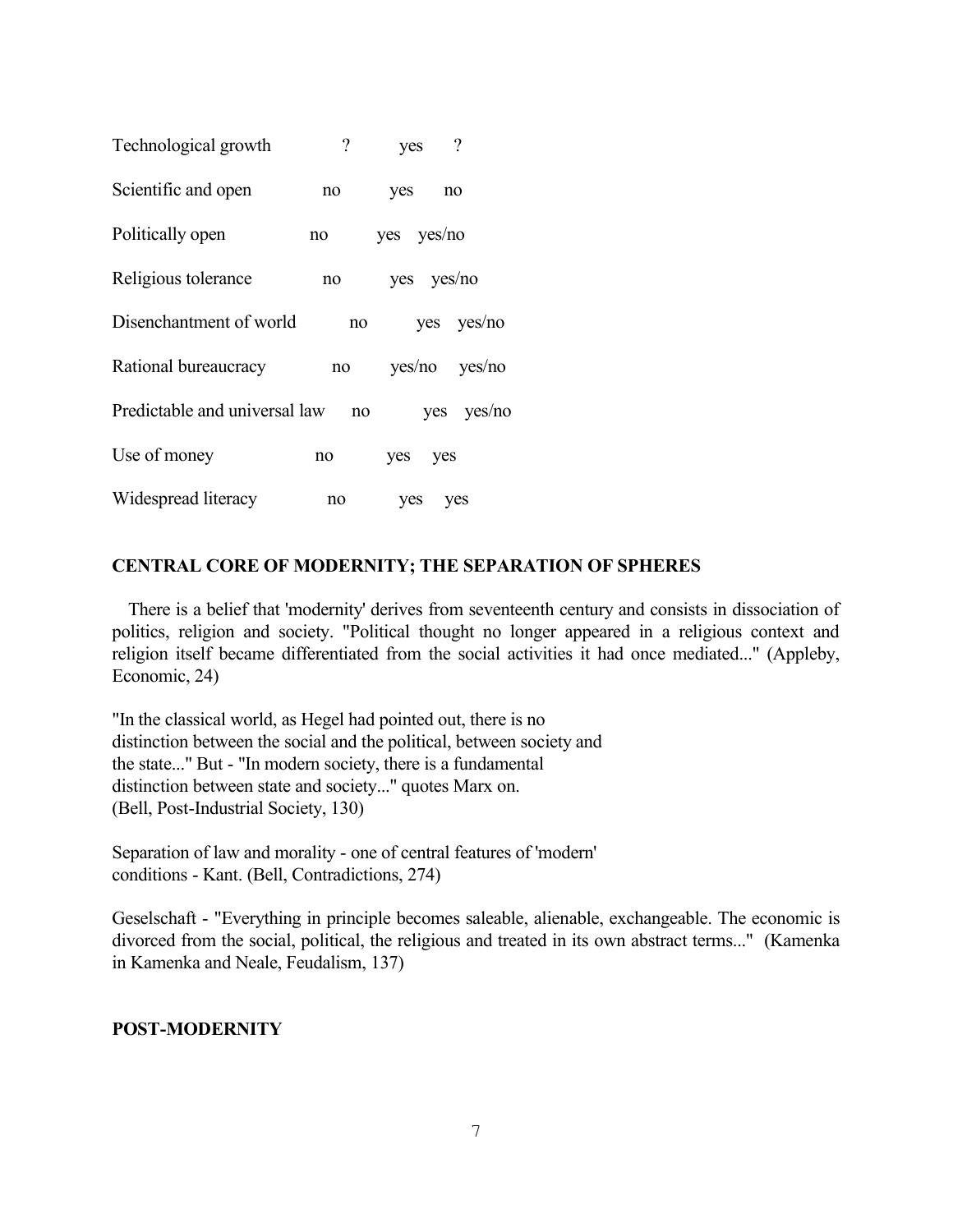| | | | |
|---|---|---|---|
| Technological growth | ? | yes | ? |
| Scientific and open | no | yes | no |
| Politically open | no | yes | yes/no |
| Religious tolerance | no | yes | yes/no |
| Disenchantment of world | no | yes | yes/no |
| Rational bureaucracy | no | yes/no | yes/no |
| Predictable and universal law | no | yes | yes/no |
| Use of money | no | yes | yes |
| Widespread literacy | no | yes | yes |

**CENTRAL CORE OF MODERNITY; THE SEPARATION OF SPHERES**

There is a belief that 'modernity' derives from seventeenth century and consists in dissociation of politics, religion and society. "Political thought no longer appeared in a religious context and religion itself became differentiated from the social activities it had once mediated..." (Appleby, Economic, 24)

"In the classical world, as Hegel had pointed out, there is no distinction between the social and the political, between society and the state..." But - "In modern society, there is a fundamental distinction between state and society..." quotes Marx on. (Bell, Post-Industrial Society, 130)

Separation of law and morality - one of central features of 'modern' conditions - Kant. (Bell, Contradictions, 274)

Geselschaft - "Everything in principle becomes saleable, alienable, exchangeable. The economic is divorced from the social, political, the religious and treated in its own abstract terms..." (Kamenka in Kamenka and Neale, Feudalism, 137)

**POST-MODERNITY**